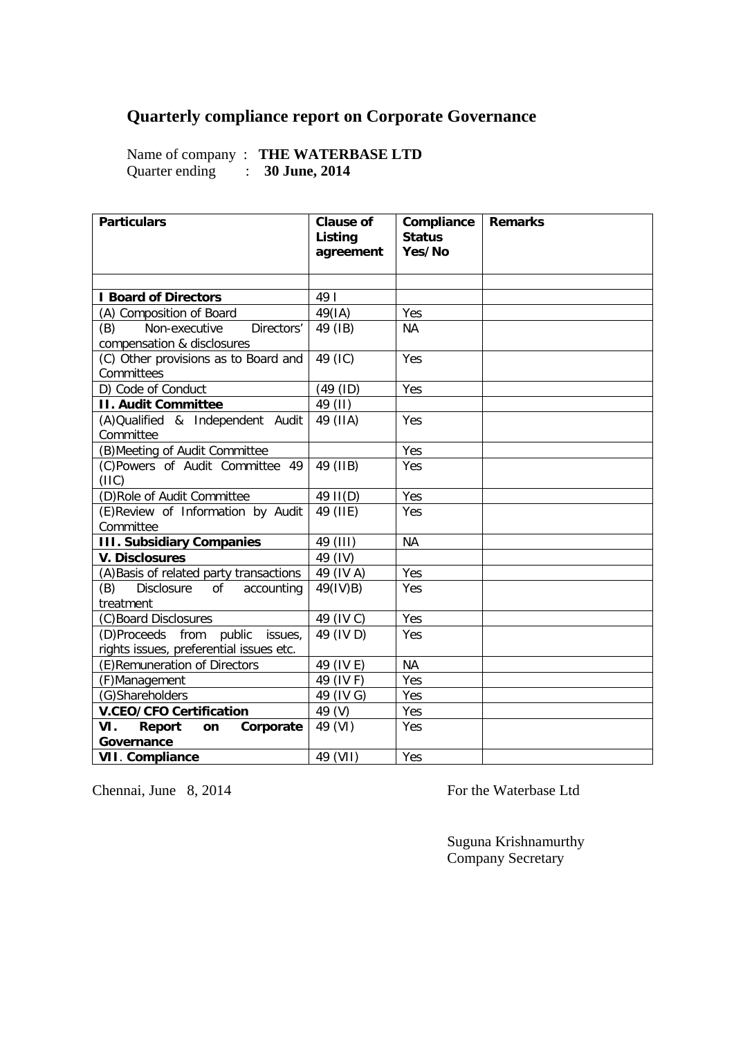# Quarterly compliance report on Corporate Governance

Name of company : **THE WATERBASE LTD**
Quarter ending : **30 June, 2014**

| **Particulars** | **Clause of Listing agreement** | **Compliance Status Yes/No** | **Remarks** |
|---|---|---|---|
| | | | |
| **I Board of Directors** | 49 I | | |
| (A) Composition of Board | 49(IA) | Yes | |
| (B) Non-executive Directors' compensation & disclosures | 49 (IB) | NA | |
| (C) Other provisions as to Board and Committees | 49 (IC) | Yes | |
| D) Code of Conduct | (49 (ID) | Yes | |
| **II. Audit Committee** | 49 (II) | | |
| (A)Qualified & Independent Audit Committee | 49 (IIA) | Yes | |
| (B)Meeting of Audit Committee | | Yes | |
| (C)Powers of Audit Committee 49 (IIC) | 49 (IIB) | Yes | |
| (D)Role of Audit Committee | 49 II(D) | Yes | |
| (E)Review of Information by Audit Committee | 49 (IIE) | Yes | |
| **III. Subsidiary Companies** | 49 (III) | NA | |
| **V. Disclosures** | 49 (IV) | | |
| (A)Basis of related party transactions | 49 (IV A) | Yes | |
| (B) Disclosure of accounting treatment | 49(IV)B) | Yes | |
| (C)Board Disclosures | 49 (IV C) | Yes | |
| (D)Proceeds from public issues, rights issues, preferential issues etc. | 49 (IV D) | Yes | |
| (E)Remuneration of Directors | 49 (IV E) | NA | |
| (F)Management | 49 (IV F) | Yes | |
| (G)Shareholders | 49 (IV G) | Yes | |
| **V.CEO/CFO Certification** | 49 (V) | Yes | |
| **VI. Report on Corporate Governance** | 49 (VI) | Yes | |
| **VII. Compliance** | 49 (VII) | Yes | |

Chennai, June 8, 2014

For the Waterbase Ltd

Suguna Krishnamurthy
Company Secretary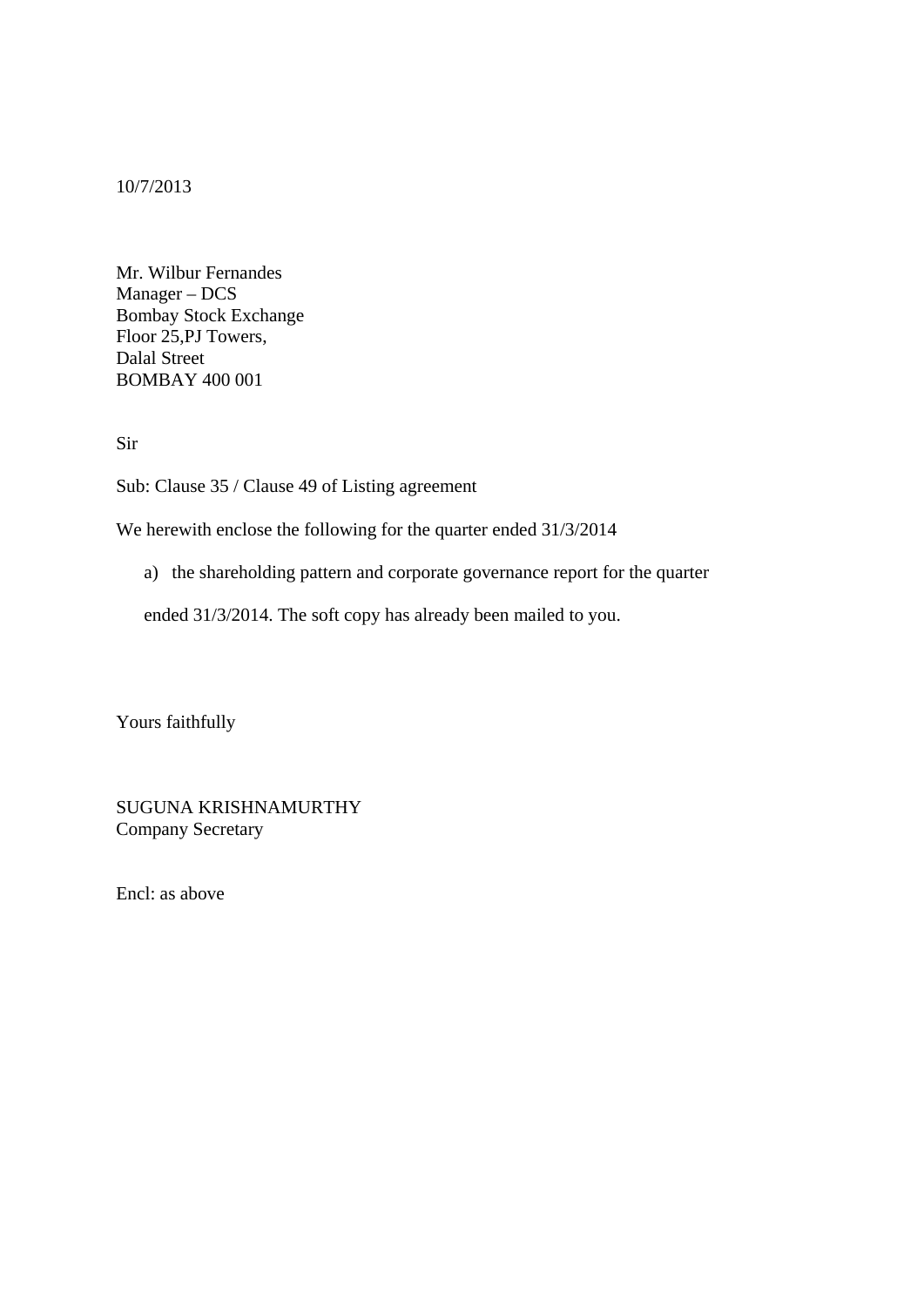10/7/2013

Mr. Wilbur Fernandes
Manager – DCS
Bombay Stock Exchange
Floor 25,PJ Towers,
Dalal Street
BOMBAY 400 001

Sir

Sub: Clause 35 / Clause 49 of Listing agreement

We herewith enclose the following for the quarter ended 31/3/2014

a) the shareholding pattern and corporate governance report for the quarter ended 31/3/2014. The soft copy has already been mailed to you.

Yours faithfully

SUGUNA KRISHNAMURTHY
Company Secretary

Encl: as above